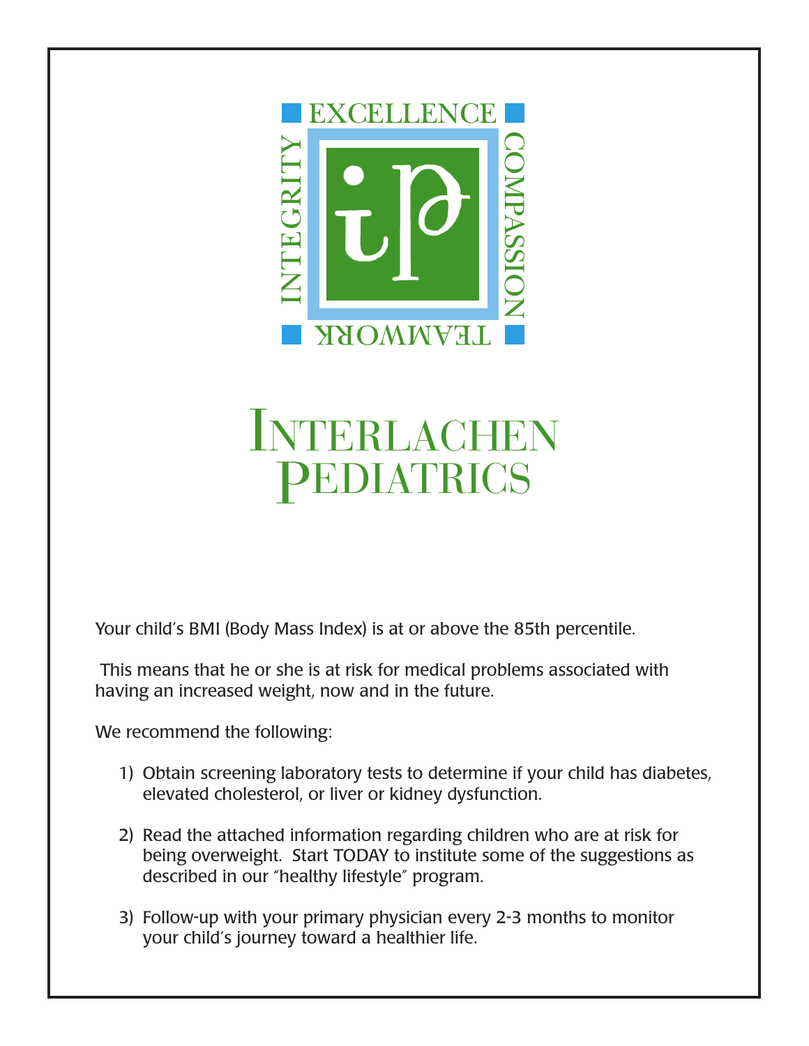EXCELLENCE

INTEGRITY

COMPASSION

TEAMWORK

# Interlachen Pediatrics

Your child's BMI (Body Mass Index) is at or above the 85th percentile.

This means that he or she is at risk for medical problems associated with having an increased weight, now and in the future.

We recommend the following:

1) Obtain screening laboratory tests to determine if your child has diabetes, elevated cholesterol, or liver or kidney dysfunction.

2) Read the attached information regarding children who are at risk for being overweight. Start TODAY to institute some of the suggestions as described in our "healthy lifestyle" program.

3) Follow-up with your primary physician every 2-3 months to monitor your child's journey toward a healthier life.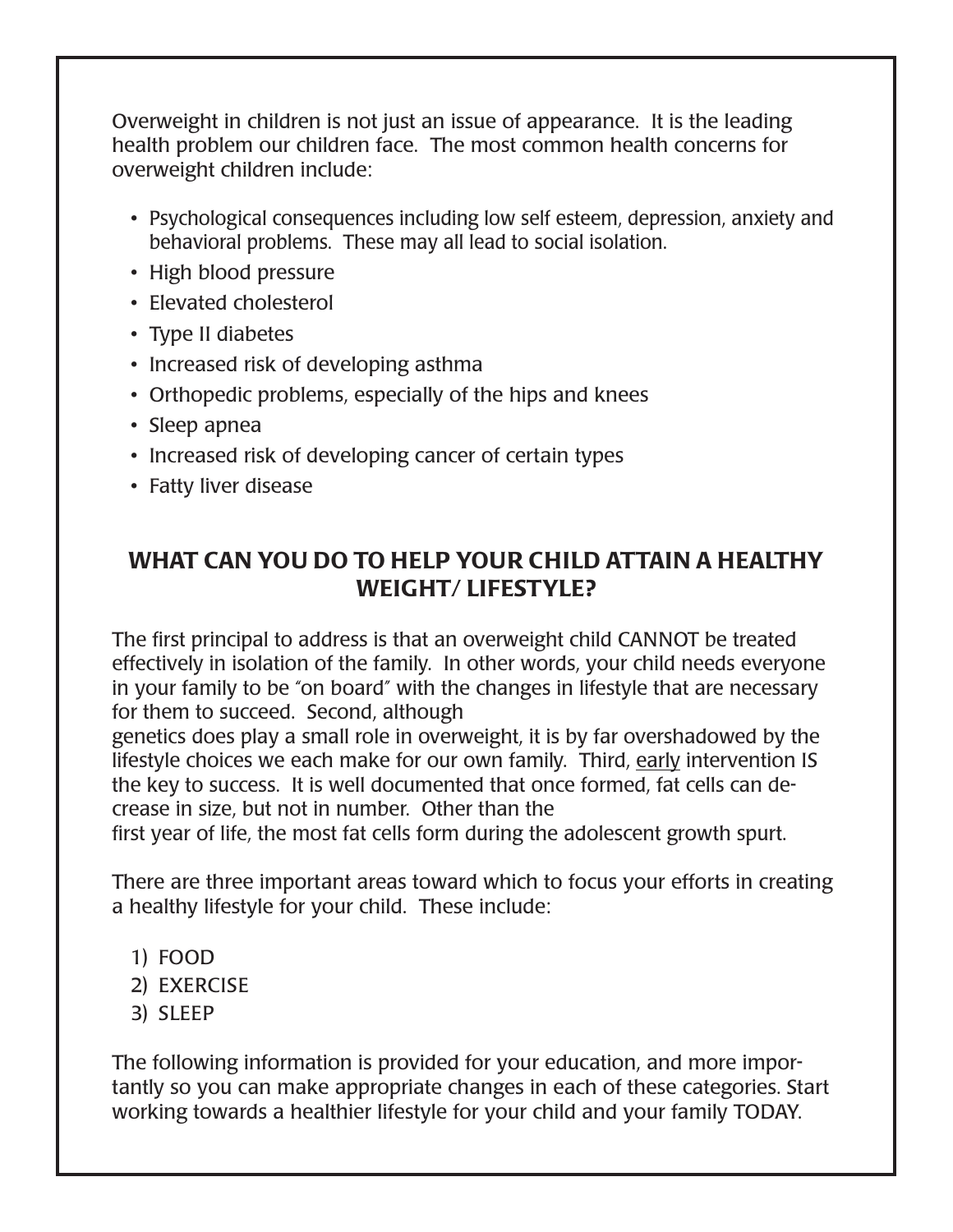Overweight in children is not just an issue of appearance. It is the leading health problem our children face. The most common health concerns for overweight children include:

- Psychological consequences including low self esteem, depression, anxiety and behavioral problems. These may all lead to social isolation.
- High blood pressure
- Elevated cholesterol
- Type II diabetes
- Increased risk of developing asthma
- Orthopedic problems, especially of the hips and knees
- Sleep apnea
- Increased risk of developing cancer of certain types
- Fatty liver disease

## WHAT CAN YOU DO TO HELP YOUR CHILD ATTAIN A HEALTHY WEIGHT/ LIFESTYLE?

The first principal to address is that an overweight child CANNOT be treated effectively in isolation of the family. In other words, your child needs everyone in your family to be "on board" with the changes in lifestyle that are necessary for them to succeed. Second, although genetics does play a small role in overweight, it is by far overshadowed by the lifestyle choices we each make for our own family. Third, early intervention IS the key to success. It is well documented that once formed, fat cells can decrease in size, but not in number. Other than the first year of life, the most fat cells form during the adolescent growth spurt.

There are three important areas toward which to focus your efforts in creating a healthy lifestyle for your child. These include:

1) FOOD
2) EXERCISE
3) SLEEP

The following information is provided for your education, and more importantly so you can make appropriate changes in each of these categories. Start working towards a healthier lifestyle for your child and your family TODAY.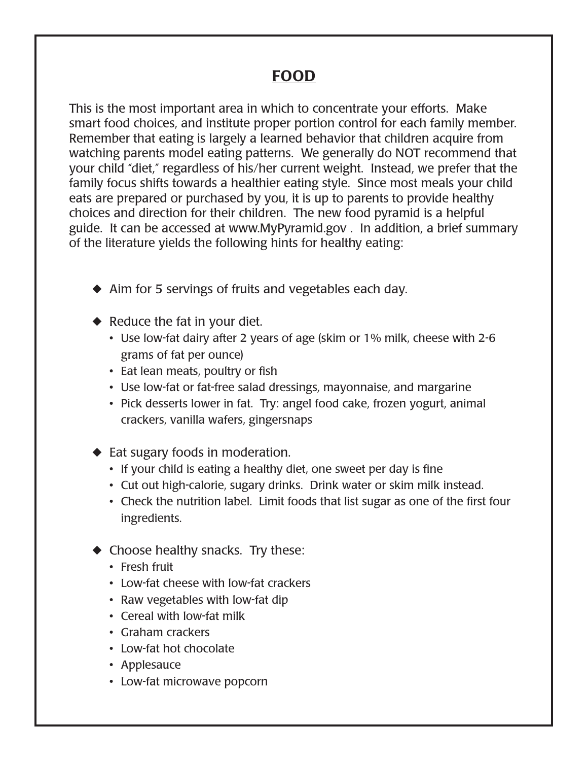# FOOD

This is the most important area in which to concentrate your efforts. Make smart food choices, and institute proper portion control for each family member. Remember that eating is largely a learned behavior that children acquire from watching parents model eating patterns. We generally do NOT recommend that your child "diet," regardless of his/her current weight. Instead, we prefer that the family focus shifts towards a healthier eating style. Since most meals your child eats are prepared or purchased by you, it is up to parents to provide healthy choices and direction for their children. The new food pyramid is a helpful guide. It can be accessed at www.MyPyramid.gov . In addition, a brief summary of the literature yields the following hints for healthy eating:

- Aim for 5 servings of fruits and vegetables each day.
- Reduce the fat in your diet.
  - Use low-fat dairy after 2 years of age (skim or 1% milk, cheese with 2-6 grams of fat per ounce)
  - Eat lean meats, poultry or fish
  - Use low-fat or fat-free salad dressings, mayonnaise, and margarine
  - Pick desserts lower in fat. Try: angel food cake, frozen yogurt, animal crackers, vanilla wafers, gingersnaps
- Eat sugary foods in moderation.
  - If your child is eating a healthy diet, one sweet per day is fine
  - Cut out high-calorie, sugary drinks. Drink water or skim milk instead.
  - Check the nutrition label. Limit foods that list sugar as one of the first four ingredients.
- Choose healthy snacks. Try these:
  - Fresh fruit
  - Low-fat cheese with low-fat crackers
  - Raw vegetables with low-fat dip
  - Cereal with low-fat milk
  - Graham crackers
  - Low-fat hot chocolate
  - Applesauce
  - Low-fat microwave popcorn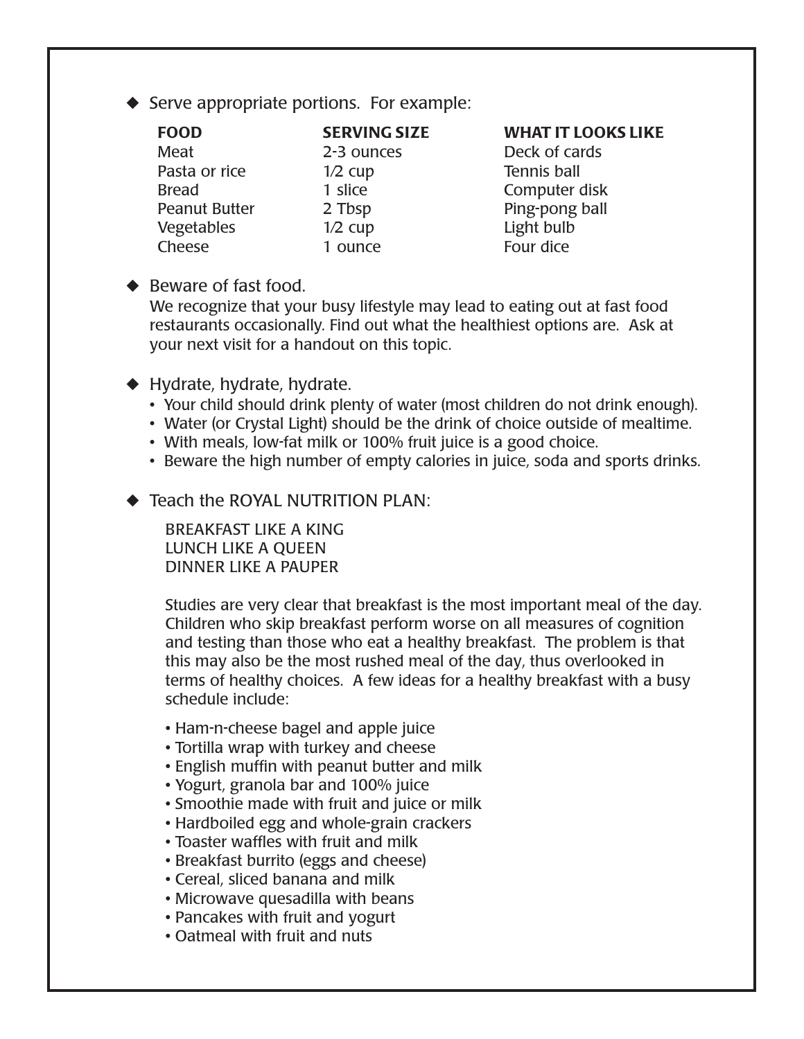- Serve appropriate portions. For example:

| FOOD | SERVING SIZE | WHAT IT LOOKS LIKE |
|---|---|---|
| Meat | 2-3 ounces | Deck of cards |
| Pasta or rice | 1/2 cup | Tennis ball |
| Bread | 1 slice | Computer disk |
| Peanut Butter | 2 Tbsp | Ping-pong ball |
| Vegetables | 1/2 cup | Light bulb |
| Cheese | 1 ounce | Four dice |

- Beware of fast food.
  We recognize that your busy lifestyle may lead to eating out at fast food restaurants occasionally. Find out what the healthiest options are. Ask at your next visit for a handout on this topic.

- Hydrate, hydrate, hydrate.
  - Your child should drink plenty of water (most children do not drink enough).
  - Water (or Crystal Light) should be the drink of choice outside of mealtime.
  - With meals, low-fat milk or 100% fruit juice is a good choice.
  - Beware the high number of empty calories in juice, soda and sports drinks.

- Teach the ROYAL NUTRITION PLAN:

  BREAKFAST LIKE A KING
  LUNCH LIKE A QUEEN
  DINNER LIKE A PAUPER

  Studies are very clear that breakfast is the most important meal of the day. Children who skip breakfast perform worse on all measures of cognition and testing than those who eat a healthy breakfast. The problem is that this may also be the most rushed meal of the day, thus overlooked in terms of healthy choices. A few ideas for a healthy breakfast with a busy schedule include:

  - Ham-n-cheese bagel and apple juice
  - Tortilla wrap with turkey and cheese
  - English muffin with peanut butter and milk
  - Yogurt, granola bar and 100% juice
  - Smoothie made with fruit and juice or milk
  - Hardboiled egg and whole-grain crackers
  - Toaster waffles with fruit and milk
  - Breakfast burrito (eggs and cheese)
  - Cereal, sliced banana and milk
  - Microwave quesadilla with beans
  - Pancakes with fruit and yogurt
  - Oatmeal with fruit and nuts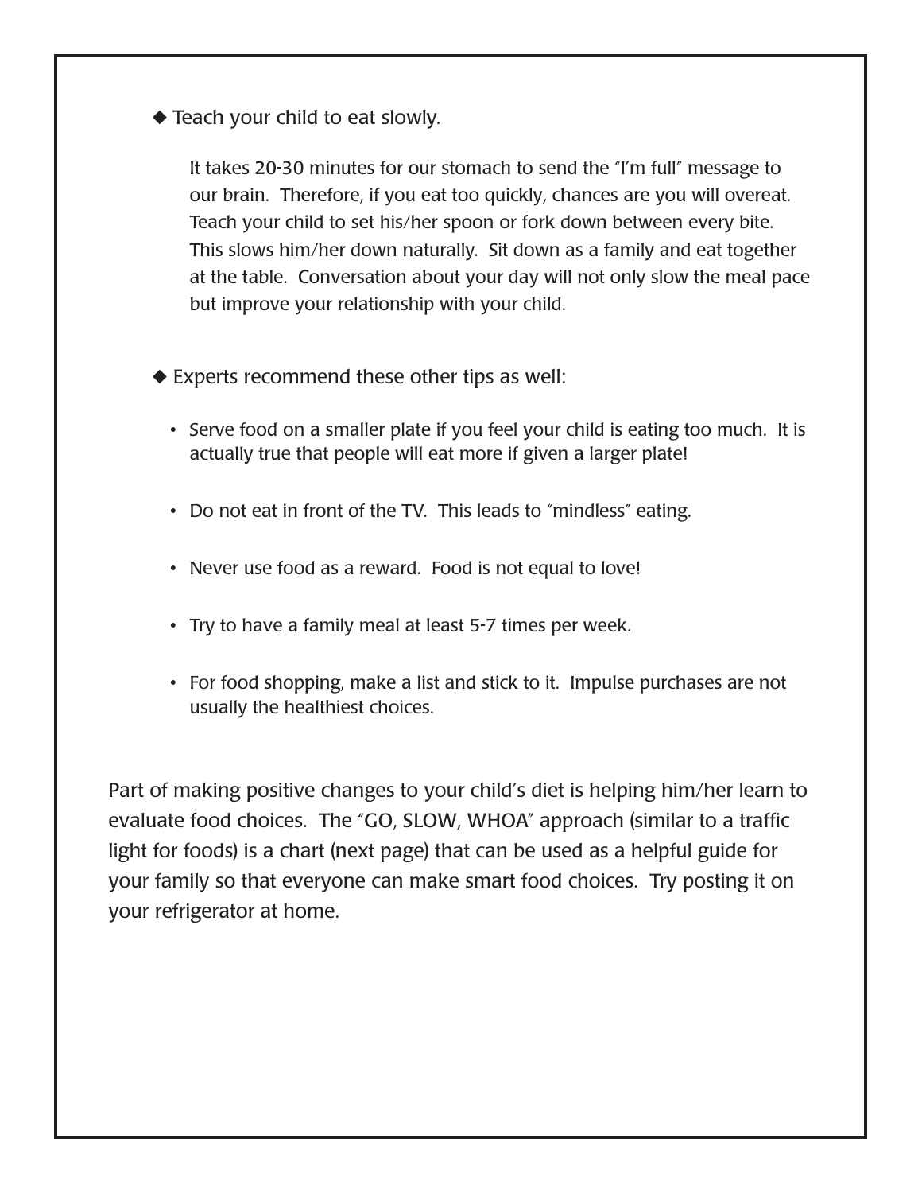◆ Teach your child to eat slowly.

It takes 20-30 minutes for our stomach to send the "I'm full" message to our brain. Therefore, if you eat too quickly, chances are you will overeat. Teach your child to set his/her spoon or fork down between every bite. This slows him/her down naturally. Sit down as a family and eat together at the table. Conversation about your day will not only slow the meal pace but improve your relationship with your child.

◆ Experts recommend these other tips as well:

- Serve food on a smaller plate if you feel your child is eating too much. It is actually true that people will eat more if given a larger plate!
- Do not eat in front of the TV. This leads to "mindless" eating.
- Never use food as a reward. Food is not equal to love!
- Try to have a family meal at least 5-7 times per week.
- For food shopping, make a list and stick to it. Impulse purchases are not usually the healthiest choices.

Part of making positive changes to your child's diet is helping him/her learn to evaluate food choices. The "GO, SLOW, WHOA" approach (similar to a traffic light for foods) is a chart (next page) that can be used as a helpful guide for your family so that everyone can make smart food choices. Try posting it on your refrigerator at home.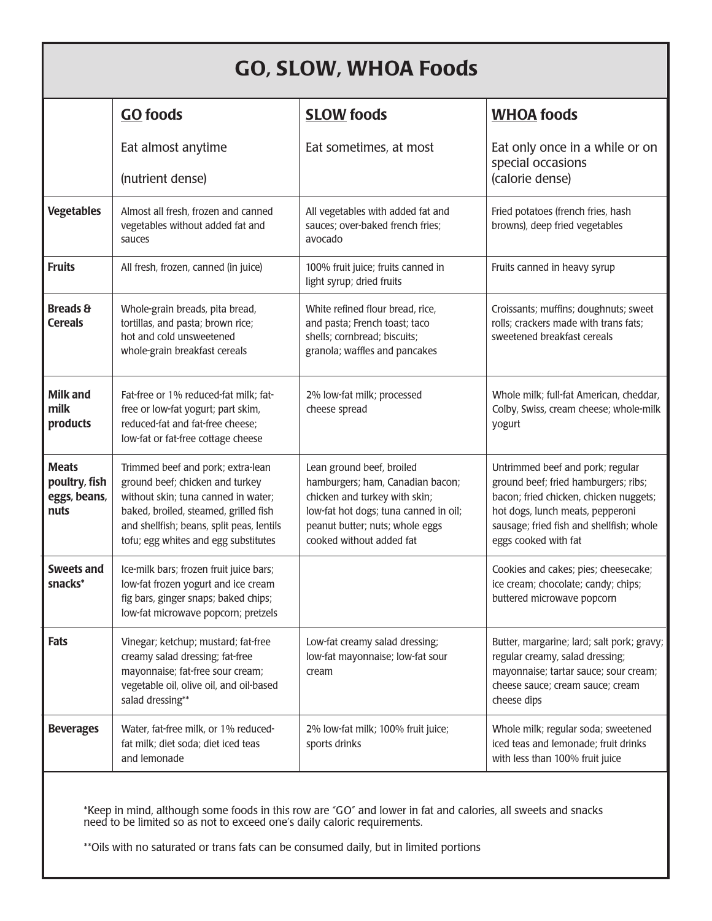# GO, SLOW, WHOA Foods

| | **GO foods**<br>Eat almost anytime<br>(nutrient dense) | **SLOW foods**<br>Eat sometimes, at most | **WHOA foods**<br>Eat only once in a while or on special occasions<br>(calorie dense) |
|---|---|---|---|
| **Vegetables** | Almost all fresh, frozen and canned vegetables without added fat and sauces | All vegetables with added fat and sauces; over-baked french fries; avocado | Fried potatoes (french fries, hash browns), deep fried vegetables |
| **Fruits** | All fresh, frozen, canned (in juice) | 100% fruit juice; fruits canned in light syrup; dried fruits | Fruits canned in heavy syrup |
| **Breads & Cereals** | Whole-grain breads, pita bread, tortillas, and pasta; brown rice; hot and cold unsweetened whole-grain breakfast cereals | White refined flour bread, rice, and pasta; French toast; taco shells; cornbread; biscuits; granola; waffles and pancakes | Croissants; muffins; doughnuts; sweet rolls; crackers made with trans fats; sweetened breakfast cereals |
| **Milk and milk products** | Fat-free or 1% reduced-fat milk; fat-free or low-fat yogurt; part skim, reduced-fat and fat-free cheese; low-fat or fat-free cottage cheese | 2% low-fat milk; processed cheese spread | Whole milk; full-fat American, cheddar, Colby, Swiss, cream cheese; whole-milk yogurt |
| **Meats poultry, fish eggs, beans, nuts** | Trimmed beef and pork; extra-lean ground beef; chicken and turkey without skin; tuna canned in water; baked, broiled, steamed, grilled fish and shellfish; beans, split peas, lentils tofu; egg whites and egg substitutes | Lean ground beef, broiled hamburgers; ham, Canadian bacon; chicken and turkey with skin; low-fat hot dogs; tuna canned in oil; peanut butter; nuts; whole eggs cooked without added fat | Untrimmed beef and pork; regular ground beef; fried hamburgers; ribs; bacon; fried chicken, chicken nuggets; hot dogs, lunch meats, pepperoni sausage; fried fish and shellfish; whole eggs cooked with fat |
| **Sweets and snacks*** | Ice-milk bars; frozen fruit juice bars; low-fat frozen yogurt and ice cream fig bars, ginger snaps; baked chips; low-fat microwave popcorn; pretzels | | Cookies and cakes; pies; cheesecake; ice cream; chocolate; candy; chips; buttered microwave popcorn |
| **Fats** | Vinegar; ketchup; mustard; fat-free creamy salad dressing; fat-free mayonnaise; fat-free sour cream; vegetable oil, olive oil, and oil-based salad dressing** | Low-fat creamy salad dressing; low-fat mayonnaise; low-fat sour cream | Butter, margarine; lard; salt pork; gravy; regular creamy, salad dressing; mayonnaise; tartar sauce; sour cream; cheese sauce; cream sauce; cream cheese dips |
| **Beverages** | Water, fat-free milk, or 1% reduced-fat milk; diet soda; diet iced teas and lemonade | 2% low-fat milk; 100% fruit juice; sports drinks | Whole milk; regular soda; sweetened iced teas and lemonade; fruit drinks with less than 100% fruit juice |

*Keep in mind, although some foods in this row are "GO" and lower in fat and calories, all sweets and snacks need to be limited so as not to exceed one's daily caloric requirements.

**Oils with no saturated or trans fats can be consumed daily, but in limited portions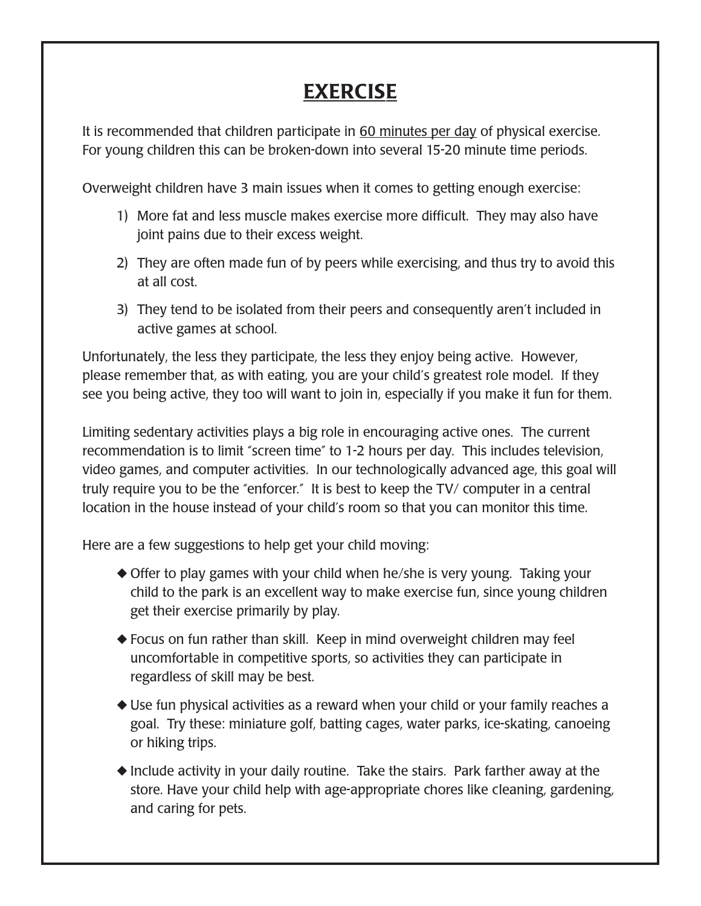# EXERCISE

It is recommended that children participate in 60 minutes per day of physical exercise. For young children this can be broken-down into several 15-20 minute time periods.

Overweight children have 3 main issues when it comes to getting enough exercise:

1) More fat and less muscle makes exercise more difficult. They may also have joint pains due to their excess weight.
2) They are often made fun of by peers while exercising, and thus try to avoid this at all cost.
3) They tend to be isolated from their peers and consequently aren't included in active games at school.

Unfortunately, the less they participate, the less they enjoy being active. However, please remember that, as with eating, you are your child's greatest role model. If they see you being active, they too will want to join in, especially if you make it fun for them.

Limiting sedentary activities plays a big role in encouraging active ones. The current recommendation is to limit "screen time" to 1-2 hours per day. This includes television, video games, and computer activities. In our technologically advanced age, this goal will truly require you to be the "enforcer." It is best to keep the TV/ computer in a central location in the house instead of your child's room so that you can monitor this time.

Here are a few suggestions to help get your child moving:

- Offer to play games with your child when he/she is very young. Taking your child to the park is an excellent way to make exercise fun, since young children get their exercise primarily by play.
- Focus on fun rather than skill. Keep in mind overweight children may feel uncomfortable in competitive sports, so activities they can participate in regardless of skill may be best.
- Use fun physical activities as a reward when your child or your family reaches a goal. Try these: miniature golf, batting cages, water parks, ice-skating, canoeing or hiking trips.
- Include activity in your daily routine. Take the stairs. Park farther away at the store. Have your child help with age-appropriate chores like cleaning, gardening, and caring for pets.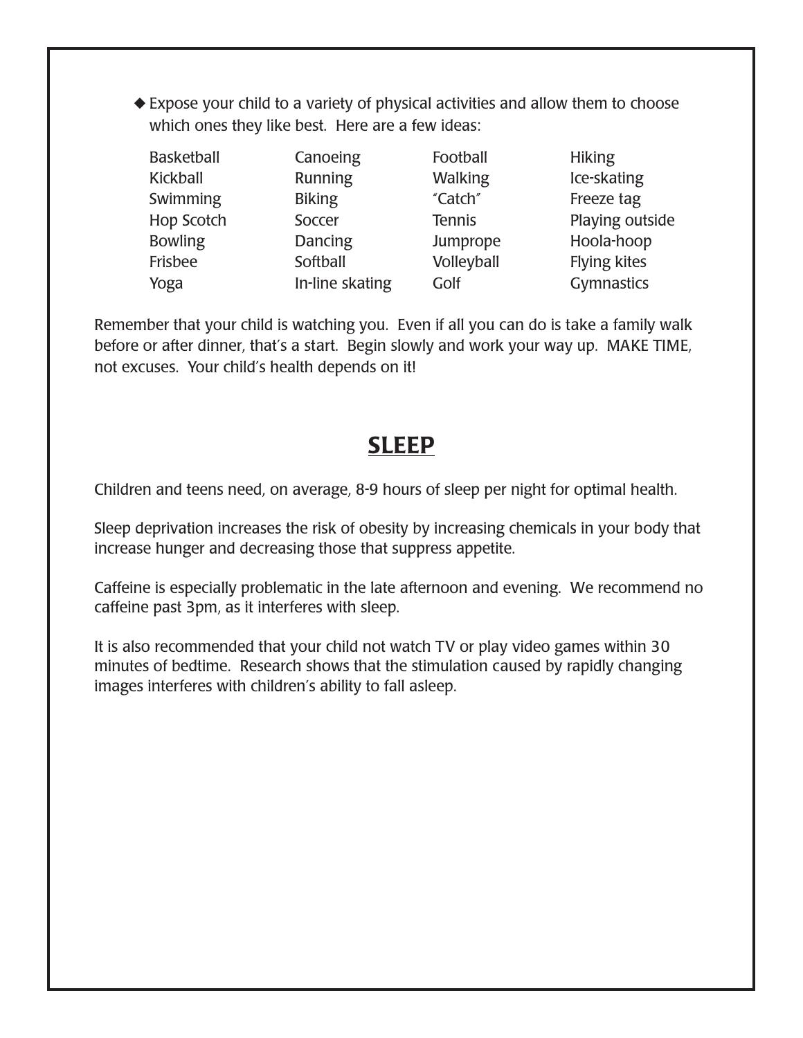- Expose your child to a variety of physical activities and allow them to choose which ones they like best. Here are a few ideas:

| | | | |
|---|---|---|---|
| Basketball | Canoeing | Football | Hiking |
| Kickball | Running | Walking | Ice-skating |
| Swimming | Biking | "Catch" | Freeze tag |
| Hop Scotch | Soccer | Tennis | Playing outside |
| Bowling | Dancing | Jumprope | Hoola-hoop |
| Frisbee | Softball | Volleyball | Flying kites |
| Yoga | In-line skating | Golf | Gymnastics |

Remember that your child is watching you. Even if all you can do is take a family walk before or after dinner, that's a start. Begin slowly and work your way up. MAKE TIME, not excuses. Your child's health depends on it!

## SLEEP

Children and teens need, on average, 8-9 hours of sleep per night for optimal health.

Sleep deprivation increases the risk of obesity by increasing chemicals in your body that increase hunger and decreasing those that suppress appetite.

Caffeine is especially problematic in the late afternoon and evening. We recommend no caffeine past 3pm, as it interferes with sleep.

It is also recommended that your child not watch TV or play video games within 30 minutes of bedtime. Research shows that the stimulation caused by rapidly changing images interferes with children's ability to fall asleep.